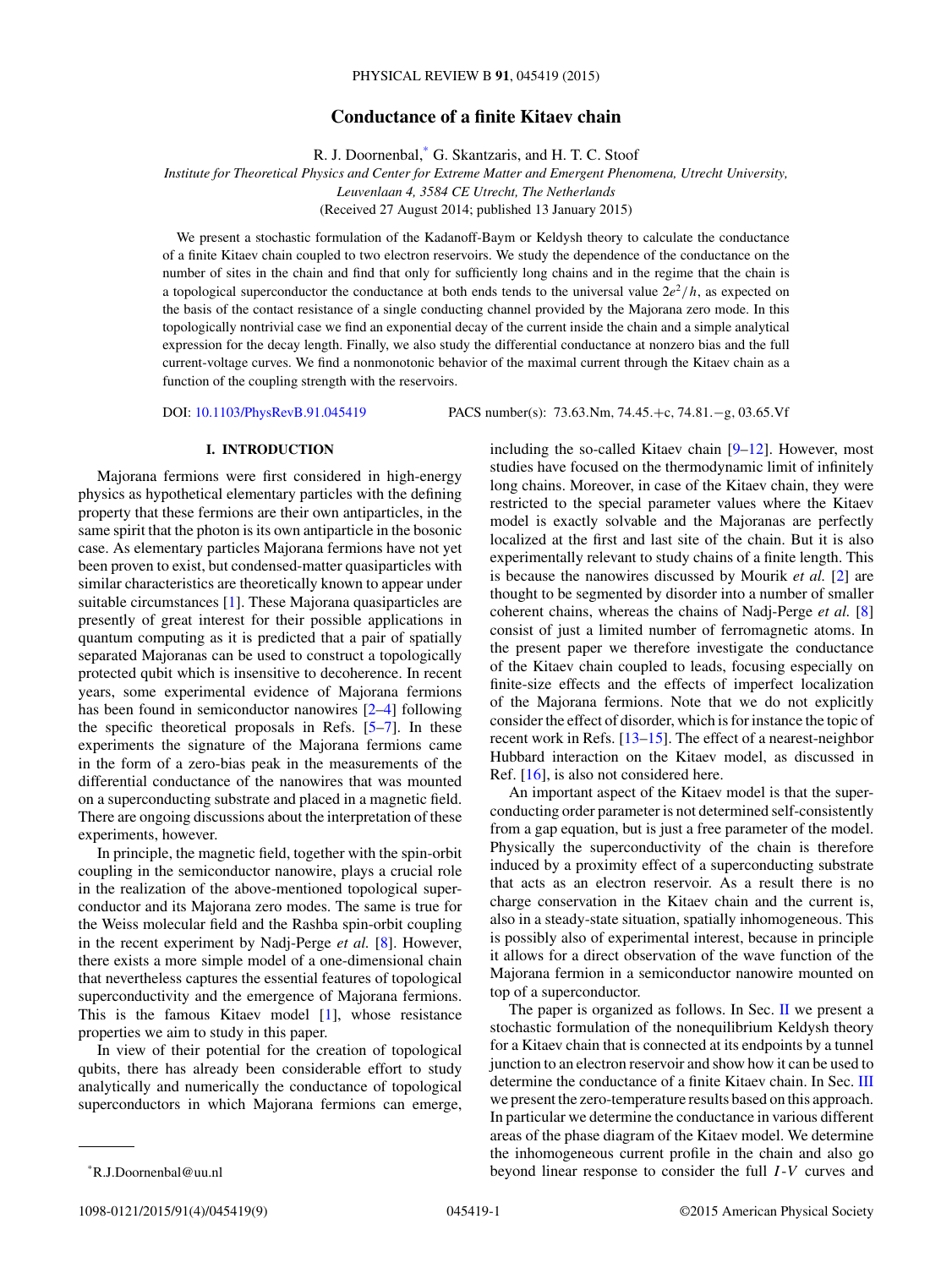# Conductance of a finite Kitaev chain

R. J. Doornenbal,[*] G. Skantzaris, and H. T. C. Stoof

*Institute for Theoretical Physics and Center for Extreme Matter and Emergent Phenomena, Utrecht University, Leuvenlaan 4, 3584 CE Utrecht, The Netherlands*

(Received 27 August 2014; published 13 January 2015)

We present a stochastic formulation of the Kadanoff-Baym or Keldysh theory to calculate the conductance of a finite Kitaev chain coupled to two electron reservoirs. We study the dependence of the conductance on the number of sites in the chain and find that only for sufficiently long chains and in the regime that the chain is a topological superconductor the conductance at both ends tends to the universal value $2e^2/h$, as expected on the basis of the contact resistance of a single conducting channel provided by the Majorana zero mode. In this topologically nontrivial case we find an exponential decay of the current inside the chain and a simple analytical expression for the decay length. Finally, we also study the differential conductance at nonzero bias and the full current-voltage curves. We find a nonmonotonic behavior of the maximal current through the Kitaev chain as a function of the coupling strength with the reservoirs.

DOI: 10.1103/PhysRevB.91.045419 PACS number(s): 73.63.Nm, 74.45.+c, 74.81.−g, 03.65.Vf

## I. INTRODUCTION

Majorana fermions were first considered in high-energy physics as hypothetical elementary particles with the defining property that these fermions are their own antiparticles, in the same spirit that the photon is its own antiparticle in the bosonic case. As elementary particles Majorana fermions have not yet been proven to exist, but condensed-matter quasiparticles with similar characteristics are theoretically known to appear under suitable circumstances [1]. These Majorana quasiparticles are presently of great interest for their possible applications in quantum computing as it is predicted that a pair of spatially separated Majoranas can be used to construct a topologically protected qubit which is insensitive to decoherence. In recent years, some experimental evidence of Majorana fermions has been found in semiconductor nanowires [2–4] following the specific theoretical proposals in Refs. [5–7]. In these experiments the signature of the Majorana fermions came in the form of a zero-bias peak in the measurements of the differential conductance of the nanowires that was mounted on a superconducting substrate and placed in a magnetic field. There are ongoing discussions about the interpretation of these experiments, however.

In principle, the magnetic field, together with the spin-orbit coupling in the semiconductor nanowire, plays a crucial role in the realization of the above-mentioned topological superconductor and its Majorana zero modes. The same is true for the Weiss molecular field and the Rashba spin-orbit coupling in the recent experiment by Nadj-Perge *et al.* [8]. However, there exists a more simple model of a one-dimensional chain that nevertheless captures the essential features of topological superconductivity and the emergence of Majorana fermions. This is the famous Kitaev model [1], whose resistance properties we aim to study in this paper.

In view of their potential for the creation of topological qubits, there has already been considerable effort to study analytically and numerically the conductance of topological superconductors in which Majorana fermions can emerge, including the so-called Kitaev chain [9–12]. However, most studies have focused on the thermodynamic limit of infinitely long chains. Moreover, in case of the Kitaev chain, they were restricted to the special parameter values where the Kitaev model is exactly solvable and the Majoranas are perfectly localized at the first and last site of the chain. But it is also experimentally relevant to study chains of a finite length. This is because the nanowires discussed by Mourik *et al.* [2] are thought to be segmented by disorder into a number of smaller coherent chains, whereas the chains of Nadj-Perge *et al.* [8] consist of just a limited number of ferromagnetic atoms. In the present paper we therefore investigate the conductance of the Kitaev chain coupled to leads, focusing especially on finite-size effects and the effects of imperfect localization of the Majorana fermions. Note that we do not explicitly consider the effect of disorder, which is for instance the topic of recent work in Refs. [13–15]. The effect of a nearest-neighbor Hubbard interaction on the Kitaev model, as discussed in Ref. [16], is also not considered here.

An important aspect of the Kitaev model is that the superconducting order parameter is not determined self-consistently from a gap equation, but is just a free parameter of the model. Physically the superconductivity of the chain is therefore induced by a proximity effect of a superconducting substrate that acts as an electron reservoir. As a result there is no charge conservation in the Kitaev chain and the current is, also in a steady-state situation, spatially inhomogeneous. This is possibly also of experimental interest, because in principle it allows for a direct observation of the wave function of the Majorana fermion in a semiconductor nanowire mounted on top of a superconductor.

The paper is organized as follows. In Sec. II we present a stochastic formulation of the nonequilibrium Keldysh theory for a Kitaev chain that is connected at its endpoints by a tunnel junction to an electron reservoir and show how it can be used to determine the conductance of a finite Kitaev chain. In Sec. III we present the zero-temperature results based on this approach. In particular we determine the conductance in various different areas of the phase diagram of the Kitaev model. We determine the inhomogeneous current profile in the chain and also go beyond linear response to consider the full $I$-$V$ curves and

[*] R.J.Doornenbal@uu.nl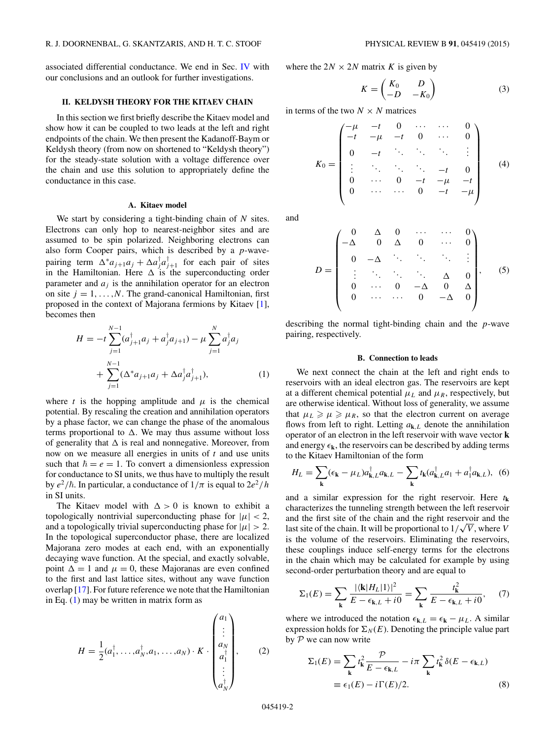associated differential conductance. We end in Sec. IV with our conclusions and an outlook for further investigations.

## II. KELDYSH THEORY FOR THE KITAEV CHAIN

In this section we first briefly describe the Kitaev model and show how it can be coupled to two leads at the left and right endpoints of the chain. We then present the Kadanoff-Baym or Keldysh theory (from now on shortened to "Keldysh theory") for the steady-state solution with a voltage difference over the chain and use this solution to appropriately define the conductance in this case.

### A. Kitaev model

We start by considering a tight-binding chain of $N$ sites. Electrons can only hop to nearest-neighbor sites and are assumed to be spin polarized. Neighboring electrons can also form Cooper pairs, which is described by a $p$-wave-pairing term $\Delta^* a_{j+1} a_j + \Delta a_j^\dagger a_{j+1}^\dagger$ for each pair of sites in the Hamiltonian. Here $\Delta$ is the superconducting order parameter and $a_j$ is the annihilation operator for an electron on site $j = 1,\ldots,N$. The grand-canonical Hamiltonian, first proposed in the context of Majorana fermions by Kitaev [1], becomes then

$$
H = -t\sum_{j=1}^{N-1}(a_{j+1}^\dagger a_j + a_j^\dagger a_{j+1}) - \mu\sum_{j=1}^{N} a_j^\dagger a_j + \sum_{j=1}^{N-1}(\Delta^* a_{j+1} a_j + \Delta a_j^\dagger a_{j+1}^\dagger), \tag{1}
$$

where $t$ is the hopping amplitude and $\mu$ is the chemical potential. By rescaling the creation and annihilation operators by a phase factor, we can change the phase of the anomalous terms proportional to $\Delta$. We may thus assume without loss of generality that $\Delta$ is real and nonnegative. Moreover, from now on we measure all energies in units of $t$ and use units such that $\hbar = e = 1$. To convert a dimensionless expression for conductance to SI units, we thus have to multiply the result by $e^2/\hbar$. In particular, a conductance of $1/\pi$ is equal to $2e^2/h$ in SI units.

The Kitaev model with $\Delta > 0$ is known to exhibit a topologically nontrivial superconducting phase for $|\mu| < 2$, and a topologically trivial superconducting phase for $|\mu| > 2$. In the topological superconductor phase, there are localized Majorana zero modes at each end, with an exponentially decaying wave function. At the special, and exactly solvable, point $\Delta = 1$ and $\mu = 0$, these Majoranas are even confined to the first and last lattice sites, without any wave function overlap [17]. For future reference we note that the Hamiltonian in Eq. (1) may be written in matrix form as

$$
H = \frac{1}{2}(a_1^\dagger,\ldots,a_N^\dagger,a_1,\ldots,a_N)\cdot K \cdot \begin{pmatrix} a_1 \\ \vdots \\ a_N \\ a_1^\dagger \\ \vdots \\ a_N^\dagger \end{pmatrix}, \tag{2}
$$

where the $2N \times 2N$ matrix $K$ is given by

$$
K = \begin{pmatrix} K_0 & D \\ -D & -K_0 \end{pmatrix} \tag{3}
$$

in terms of the two $N \times N$ matrices

$$
K_0 = \begin{pmatrix}
-\mu & -t & 0 & \cdots & \cdots & 0 \\
-t & -\mu & -t & 0 & \cdots & 0 \\
0 & -t & \ddots & \ddots & \ddots & \vdots \\
\vdots & \ddots & \ddots & \ddots & -t & 0 \\
0 & \cdots & 0 & -t & -\mu & -t \\
0 & \cdots & \cdots & 0 & -t & -\mu
\end{pmatrix} \tag{4}
$$

and

$$
D = \begin{pmatrix}
0 & \Delta & 0 & \cdots & \cdots & 0 \\
-\Delta & 0 & \Delta & 0 & \cdots & 0 \\
0 & -\Delta & \ddots & \ddots & \ddots & \vdots \\
\vdots & \ddots & \ddots & \ddots & \Delta & 0 \\
0 & \cdots & 0 & -\Delta & 0 & \Delta \\
0 & \cdots & \cdots & 0 & -\Delta & 0
\end{pmatrix}, \tag{5}
$$

describing the normal tight-binding chain and the $p$-wave pairing, respectively.

### B. Connection to leads

We next connect the chain at the left and right ends to reservoirs with an ideal electron gas. The reservoirs are kept at a different chemical potential $\mu_L$ and $\mu_R$, respectively, but are otherwise identical. Without loss of generality, we assume that $\mu_L \geqslant \mu \geqslant \mu_R$, so that the electron current on average flows from left to right. Letting $a_{\mathbf{k},L}$ denote the annihilation operator of an electron in the left reservoir with wave vector $\mathbf{k}$ and energy $\epsilon_{\mathbf{k}}$, the reservoirs can be described by adding terms to the Kitaev Hamiltonian of the form

$$
H_L = \sum_{\mathbf{k}}(\epsilon_{\mathbf{k}} - \mu_L)a_{\mathbf{k},L}^\dagger a_{\mathbf{k},L} - \sum_{\mathbf{k}} t_{\mathbf{k}}(a_{\mathbf{k},L}^\dagger a_1 + a_1^\dagger a_{\mathbf{k},L}), \tag{6}
$$

and a similar expression for the right reservoir. Here $t_{\mathbf{k}}$ characterizes the tunneling strength between the left reservoir and the first site of the chain and the right reservoir and the last site of the chain. It will be proportional to $1/\sqrt{V}$, where $V$ is the volume of the reservoirs. Eliminating the reservoirs, these couplings induce self-energy terms for the electrons in the chain which may be calculated for example by using second-order perturbation theory and are equal to

$$
\Sigma_1(E) = \sum_{\mathbf{k}} \frac{|\langle \mathbf{k}|H_L|1\rangle|^2}{E - \epsilon_{\mathbf{k},L} + i0} = \sum_{\mathbf{k}} \frac{t_{\mathbf{k}}^2}{E - \epsilon_{\mathbf{k},L} + i0}, \tag{7}
$$

where we introduced the notation $\epsilon_{\mathbf{k},L} = \epsilon_{\mathbf{k}} - \mu_L$. A similar expression holds for $\Sigma_N(E)$. Denoting the principle value part by $\mathcal{P}$ we can now write

$$
\begin{aligned}
\Sigma_1(E) &= \sum_{\mathbf{k}} t_{\mathbf{k}}^2 \frac{\mathcal{P}}{E - \epsilon_{\mathbf{k},L}} - i\pi \sum_{\mathbf{k}} t_{\mathbf{k}}^2\, \delta(E - \epsilon_{\mathbf{k},L}) \\
&\equiv \epsilon_1(E) - i\Gamma(E)/2.
\end{aligned} \tag{8}
$$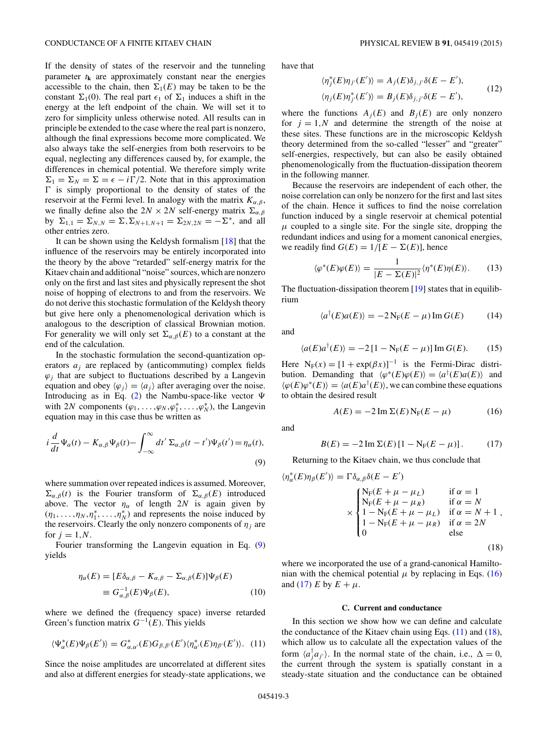If the density of states of the reservoir and the tunneling parameter $t_{\mathbf{k}}$ are approximately constant near the energies accessible to the chain, then $\Sigma_1(E)$ may be taken to be the constant $\Sigma_1(0)$. The real part $\epsilon_1$ of $\Sigma_1$ induces a shift in the energy at the left endpoint of the chain. We will set it to zero for simplicity unless otherwise noted. All results can in principle be extended to the case where the real part is nonzero, although the final expressions become more complicated. We also always take the self-energies from both reservoirs to be equal, neglecting any differences caused by, for example, the differences in chemical potential. We therefore simply write $\Sigma_1 = \Sigma_N = \Sigma = \epsilon - i\Gamma/2$. Note that in this approximation $\Gamma$ is simply proportional to the density of states of the reservoir at the Fermi level. In analogy with the matrix $K_{\alpha,\beta}$, we finally define also the $2N \times 2N$ self-energy matrix $\Sigma_{\alpha,\beta}$ by $\Sigma_{1,1} = \Sigma_{N,N} = \Sigma, \Sigma_{N+1,N+1} = \Sigma_{2N,2N} = -\Sigma^*$, and all other entries zero.

It can be shown using the Keldysh formalism [18] that the influence of the reservoirs may be entirely incorporated into the theory by the above "retarded" self-energy matrix for the Kitaev chain and additional "noise" sources, which are nonzero only on the first and last sites and physically represent the shot noise of hopping of electrons to and from the reservoirs. We do not derive this stochastic formulation of the Keldysh theory but give here only a phenomenological derivation which is analogous to the description of classical Brownian motion. For generality we will only set $\Sigma_{\alpha,\beta}(E)$ to a constant at the end of the calculation.

In the stochastic formulation the second-quantization operators $a_j$ are replaced by (anticommuting) complex fields $\varphi_j$ that are subject to fluctuations described by a Langevin equation and obey $\langle\varphi_j\rangle = \langle a_j\rangle$ after averaging over the noise. Introducing as in Eq. (2) the Nambu-space-like vector $\Psi$ with $2N$ components $(\varphi_1,\ldots,\varphi_N,\varphi_1^*,\ldots,\varphi_N^*)$, the Langevin equation may in this case thus be written as

$$i\frac{d}{dt}\Psi_\alpha(t) - K_{\alpha,\beta}\Psi_\beta(t) - \int_{-\infty}^{\infty} dt'\, \Sigma_{\alpha,\beta}(t-t')\Psi_\beta(t') = \eta_\alpha(t), \tag{9}$$

where summation over repeated indices is assumed. Moreover, $\Sigma_{\alpha,\beta}(t)$ is the Fourier transform of $\Sigma_{\alpha,\beta}(E)$ introduced above. The vector $\eta_\alpha$ of length $2N$ is again given by $(\eta_1,\ldots,\eta_N,\eta_1^*,\ldots,\eta_N^*)$ and represents the noise induced by the reservoirs. Clearly the only nonzero components of $\eta_j$ are for $j = 1,N$.

Fourier transforming the Langevin equation in Eq. (9) yields

$$\begin{aligned}\eta_\alpha(E) &= [E\delta_{\alpha,\beta} - K_{\alpha,\beta} - \Sigma_{\alpha,\beta}(E)]\Psi_\beta(E)\\ &\equiv G^{-1}_{\alpha,\beta}(E)\Psi_\beta(E),\end{aligned} \tag{10}$$

where we defined the (frequency space) inverse retarded Green's function matrix $G^{-1}(E)$. This yields

$$\langle\Psi^*_\alpha(E)\Psi_\beta(E')\rangle = G^*_{\alpha,\alpha'}(E)G_{\beta,\beta'}(E')\langle\eta^*_{\alpha'}(E)\eta_{\beta'}(E')\rangle. \tag{11}$$

Since the noise amplitudes are uncorrelated at different sites and also at different energies for steady-state applications, we have that

$$\begin{aligned}\langle\eta^*_j(E)\eta_{j'}(E')\rangle &= A_j(E)\delta_{j,j'}\delta(E-E'),\\ \langle\eta_j(E)\eta^*_{j'}(E')\rangle &= B_j(E)\delta_{j,j'}\delta(E-E'),\end{aligned} \tag{12}$$

where the functions $A_j(E)$ and $B_j(E)$ are only nonzero for $j = 1,N$ and determine the strength of the noise at these sites. These functions are in the microscopic Keldysh theory determined from the so-called "lesser" and "greater" self-energies, respectively, but can also be easily obtained phenomenologically from the fluctuation-dissipation theorem in the following manner.

Because the reservoirs are independent of each other, the noise correlation can only be nonzero for the first and last sites of the chain. Hence it suffices to find the noise correlation function induced by a single reservoir at chemical potential $\mu$ coupled to a single site. For the single site, dropping the redundant indices and using for a moment canonical energies, we readily find $G(E) = 1/[E - \Sigma(E)]$, hence

$$\langle\varphi^*(E)\varphi(E)\rangle = \frac{1}{|E-\Sigma(E)|^2}\langle\eta^*(E)\eta(E)\rangle. \tag{13}$$

The fluctuation-dissipation theorem [19] states that in equilibrium

$$\langle a^\dagger(E)a(E)\rangle = -2\,\mathrm{N_F}(E-\mu)\,\mathrm{Im}\,G(E) \tag{14}$$

and

$$\langle a(E)a^\dagger(E)\rangle = -2\,[1-\mathrm{N_F}(E-\mu)]\,\mathrm{Im}\,G(E). \tag{15}$$

Here $\mathrm{N_F}(x) = [1+\exp(\beta x)]^{-1}$ is the Fermi-Dirac distribution. Demanding that $\langle\varphi^*(E)\varphi(E)\rangle = \langle a^\dagger(E)a(E)\rangle$ and $\langle\varphi(E)\varphi^*(E)\rangle = \langle a(E)a^\dagger(E)\rangle$, we can combine these equations to obtain the desired result

$$A(E) = -2\,\mathrm{Im}\,\Sigma(E)\,\mathrm{N_F}(E-\mu) \tag{16}$$

and

$$B(E) = -2\,\mathrm{Im}\,\Sigma(E)\,[1-\mathrm{N_F}(E-\mu)]. \tag{17}$$

Returning to the Kitaev chain, we thus conclude that

$$\langle\eta^*_\alpha(E)\eta_\beta(E')\rangle = \Gamma\delta_{\alpha,\beta}\delta(E-E') \times \begin{cases}\mathrm{N_F}(E+\mu-\mu_L) & \text{if } \alpha = 1\\ \mathrm{N_F}(E+\mu-\mu_R) & \text{if } \alpha = N\\ 1-\mathrm{N_F}(E+\mu-\mu_L) & \text{if } \alpha = N+1\\ 1-\mathrm{N_F}(E+\mu-\mu_R) & \text{if } \alpha = 2N\\ 0 & \text{else}\end{cases}, \tag{18}$$

where we incorporated the use of a grand-canonical Hamiltonian with the chemical potential $\mu$ by replacing in Eqs. (16) and (17) $E$ by $E+\mu$.

### C. Current and conductance

In this section we show how we can define and calculate the conductance of the Kitaev chain using Eqs. (11) and (18), which allow us to calculate all the expectation values of the form $\langle a^\dagger_j a_{j'}\rangle$. In the normal state of the chain, i.e., $\Delta = 0$, the current through the system is spatially constant in a steady-state situation and the conductance can be obtained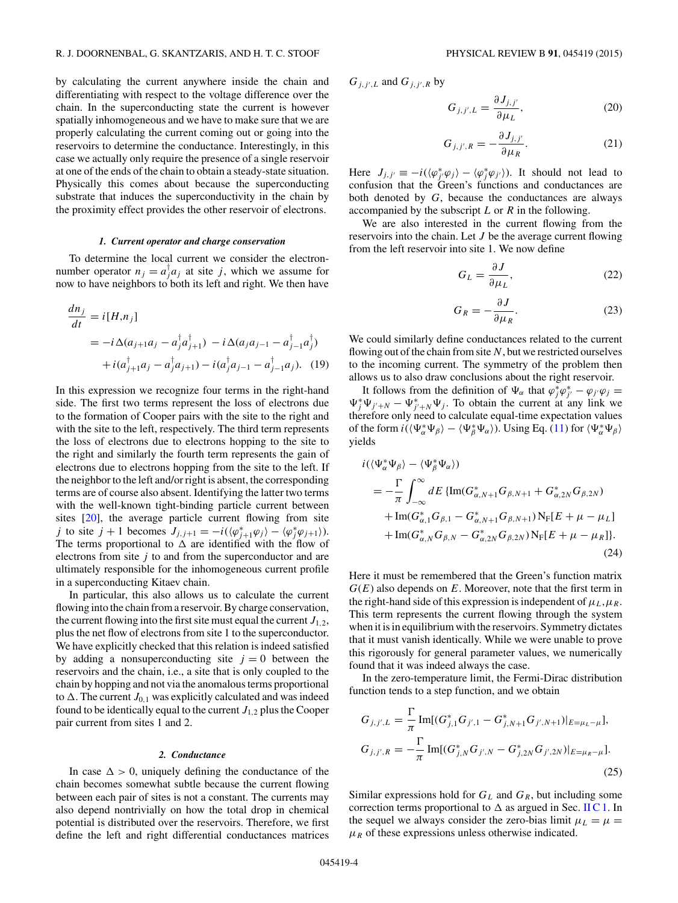by calculating the current anywhere inside the chain and differentiating with respect to the voltage difference over the chain. In the superconducting state the current is however spatially inhomogeneous and we have to make sure that we are properly calculating the current coming out or going into the reservoirs to determine the conductance. Interestingly, in this case we actually only require the presence of a single reservoir at one of the ends of the chain to obtain a steady-state situation. Physically this comes about because the superconducting substrate that induces the superconductivity in the chain by the proximity effect provides the other reservoir of electrons.

#### 1. Current operator and charge conservation

To determine the local current we consider the electron-number operator $n_j = a_j^\dagger a_j$ at site $j$, which we assume for now to have neighbors to both its left and right. We then have

$$
\begin{aligned}
\frac{dn_j}{dt} &= i[H, n_j] \\
&= -i\Delta(a_{j+1}a_j - a_j^\dagger a_{j+1}^\dagger) - i\Delta(a_j a_{j-1} - a_{j-1}^\dagger a_j^\dagger) \\
&\quad + i(a_{j+1}^\dagger a_j - a_j^\dagger a_{j+1}) - i(a_j^\dagger a_{j-1} - a_{j-1}^\dagger a_j). \quad (19)
\end{aligned}
$$

In this expression we recognize four terms in the right-hand side. The first two terms represent the loss of electrons due to the formation of Cooper pairs with the site to the right and with the site to the left, respectively. The third term represents the loss of electrons due to electrons hopping to the site to the right and similarly the fourth term represents the gain of electrons due to electrons hopping from the site to the left. If the neighbor to the left and/or right is absent, the corresponding terms are of course also absent. Identifying the latter two terms with the well-known tight-binding particle current between sites [20], the average particle current flowing from site $j$ to site $j+1$ becomes $J_{j,j+1} = -i(\langle \varphi_{j+1}^* \varphi_j \rangle - \langle \varphi_j^* \varphi_{j+1} \rangle)$. The terms proportional to $\Delta$ are identified with the flow of electrons from site $j$ to and from the superconductor and are ultimately responsible for the inhomogeneous current profile in a superconducting Kitaev chain.

In particular, this also allows us to calculate the current flowing into the chain from a reservoir. By charge conservation, the current flowing into the first site must equal the current $J_{1,2}$, plus the net flow of electrons from site 1 to the superconductor. We have explicitly checked that this relation is indeed satisfied by adding a nonsuperconducting site $j = 0$ between the reservoirs and the chain, i.e., a site that is only coupled to the chain by hopping and not via the anomalous terms proportional to $\Delta$. The current $J_{0,1}$ was explicitly calculated and was indeed found to be identically equal to the current $J_{1,2}$ plus the Cooper pair current from sites 1 and 2.

#### 2. Conductance

In case $\Delta > 0$, uniquely defining the conductance of the chain becomes somewhat subtle because the current flowing between each pair of sites is not a constant. The currents may also depend nontrivially on how the total drop in chemical potential is distributed over the reservoirs. Therefore, we first define the left and right differential conductances matrices $G_{j,j',L}$ and $G_{j,j',R}$ by

$$
G_{j,j',L} = \frac{\partial J_{j,j'}}{\partial \mu_L}, \quad (20)
$$

$$
G_{j,j',R} = -\frac{\partial J_{j,j'}}{\partial \mu_R}. \quad (21)
$$

Here $J_{j,j'} \equiv -i(\langle \varphi_{j'}^* \varphi_j \rangle - \langle \varphi_j^* \varphi_{j'} \rangle)$. It should not lead to confusion that the Green's functions and conductances are both denoted by $G$, because the conductances are always accompanied by the subscript $L$ or $R$ in the following.

We are also interested in the current flowing from the reservoirs into the chain. Let $J$ be the average current flowing from the left reservoir into site 1. We now define

$$
G_L = \frac{\partial J}{\partial \mu_L}, \quad (22)
$$

$$
G_R = -\frac{\partial J}{\partial \mu_R}. \quad (23)
$$

We could similarly define conductances related to the current flowing out of the chain from site $N$, but we restricted ourselves to the incoming current. The symmetry of the problem then allows us to also draw conclusions about the right reservoir.

It follows from the definition of $\Psi_\alpha$ that $\varphi_j^* \varphi_{j'}^* - \varphi_{j'} \varphi_j = \Psi_j^* \Psi_{j'+N} - \Psi_{j'+N}^* \Psi_j$. To obtain the current at any link we therefore only need to calculate equal-time expectation values of the form $i(\langle \Psi_\alpha^* \Psi_\beta \rangle - \langle \Psi_\beta^* \Psi_\alpha \rangle)$. Using Eq. (11) for $\langle \Psi_\alpha^* \Psi_\beta \rangle$ yields

$$
\begin{aligned}
&i(\langle \Psi_\alpha^* \Psi_\beta \rangle - \langle \Psi_\beta^* \Psi_\alpha \rangle) \\
&= -\frac{\Gamma}{\pi} \int_{-\infty}^{\infty} dE \, \{ \mathrm{Im}(G_{\alpha,N+1}^* G_{\beta,N+1} + G_{\alpha,2N}^* G_{\beta,2N}) \\
&\quad + \mathrm{Im}(G_{\alpha,1}^* G_{\beta,1} - G_{\alpha,N+1}^* G_{\beta,N+1}) \mathrm{N_F}[E + \mu - \mu_L] \\
&\quad + \mathrm{Im}(G_{\alpha,N}^* G_{\beta,N} - G_{\alpha,2N}^* G_{\beta,2N}) \mathrm{N_F}[E + \mu - \mu_R] \}.
\end{aligned} \quad (24)
$$

Here it must be remembered that the Green's function matrix $G(E)$ also depends on $E$. Moreover, note that the first term in the right-hand side of this expression is independent of $\mu_L, \mu_R$. This term represents the current flowing through the system when it is in equilibrium with the reservoirs. Symmetry dictates that it must vanish identically. While we were unable to prove this rigorously for general parameter values, we numerically found that it was indeed always the case.

In the zero-temperature limit, the Fermi-Dirac distribution function tends to a step function, and we obtain

$$
\begin{aligned}
G_{j,j',L} &= \frac{\Gamma}{\pi} \mathrm{Im}[(G_{j,1}^* G_{j',1} - G_{j,N+1}^* G_{j',N+1})|_{E=\mu_L - \mu}], \\
G_{j,j',R} &= -\frac{\Gamma}{\pi} \mathrm{Im}[(G_{j,N}^* G_{j',N} - G_{j,2N}^* G_{j',2N})|_{E=\mu_R - \mu}].
\end{aligned} \quad (25)
$$

Similar expressions hold for $G_L$ and $G_R$, but including some correction terms proportional to $\Delta$ as argued in Sec. II C 1. In the sequel we always consider the zero-bias limit $\mu_L = \mu = \mu_R$ of these expressions unless otherwise indicated.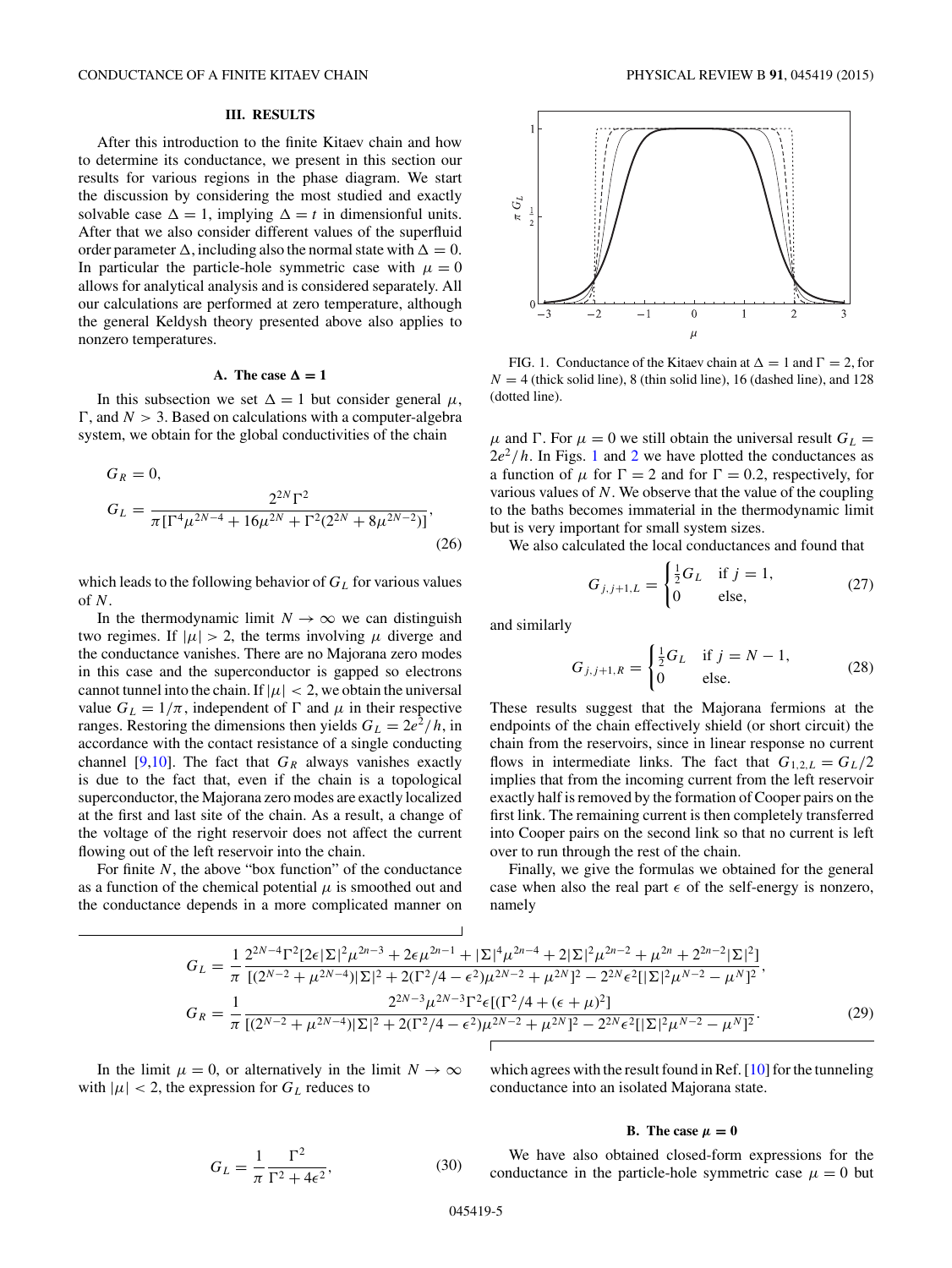## III. RESULTS

After this introduction to the finite Kitaev chain and how to determine its conductance, we present in this section our results for various regions in the phase diagram. We start the discussion by considering the most studied and exactly solvable case $\Delta = 1$, implying $\Delta = t$ in dimensionful units. After that we also consider different values of the superfluid order parameter $\Delta$, including also the normal state with $\Delta = 0$. In particular the particle-hole symmetric case with $\mu = 0$ allows for analytical analysis and is considered separately. All our calculations are performed at zero temperature, although the general Keldysh theory presented above also applies to nonzero temperatures.

### A. The case $\Delta = 1$

In this subsection we set $\Delta = 1$ but consider general $\mu$, $\Gamma$, and $N > 3$. Based on calculations with a computer-algebra system, we obtain for the global conductivities of the chain

$$G_R = 0,$$
$$G_L = \frac{2^{2N}\Gamma^2}{\pi[\Gamma^4\mu^{2N-4} + 16\mu^{2N} + \Gamma^2(2^{2N} + 8\mu^{2N-2})]}, \tag{26}$$

which leads to the following behavior of $G_L$ for various values of $N$.

In the thermodynamic limit $N \to \infty$ we can distinguish two regimes. If $|\mu| > 2$, the terms involving $\mu$ diverge and the conductance vanishes. There are no Majorana zero modes in this case and the superconductor is gapped so electrons cannot tunnel into the chain. If $|\mu| < 2$, we obtain the universal value $G_L = 1/\pi$, independent of $\Gamma$ and $\mu$ in their respective ranges. Restoring the dimensions then yields $G_L = 2e^2/h$, in accordance with the contact resistance of a single conducting channel [9,10]. The fact that $G_R$ always vanishes exactly is due to the fact that, even if the chain is a topological superconductor, the Majorana zero modes are exactly localized at the first and last site of the chain. As a result, a change of the voltage of the right reservoir does not affect the current flowing out of the left reservoir into the chain.

For finite $N$, the above "box function" of the conductance as a function of the chemical potential $\mu$ is smoothed out and the conductance depends in a more complicated manner on $\mu$ and $\Gamma$. For $\mu = 0$ we still obtain the universal result $G_L = 2e^2/h$. In Figs. 1 and 2 we have plotted the conductances as a function of $\mu$ for $\Gamma = 2$ and for $\Gamma = 0.2$, respectively, for various values of $N$. We observe that the value of the coupling to the baths becomes immaterial in the thermodynamic limit but is very important for small system sizes.

FIG. 1. Conductance of the Kitaev chain at $\Delta = 1$ and $\Gamma = 2$, for $N = 4$ (thick solid line), 8 (thin solid line), 16 (dashed line), and 128 (dotted line).

We also calculated the local conductances and found that

$$G_{j,j+1,L} = \begin{cases} \frac{1}{2}G_L & \text{if } j = 1, \\ 0 & \text{else,} \end{cases} \tag{27}$$

and similarly

$$G_{j,j+1,R} = \begin{cases} \frac{1}{2}G_L & \text{if } j = N-1, \\ 0 & \text{else.} \end{cases} \tag{28}$$

These results suggest that the Majorana fermions at the endpoints of the chain effectively shield (or short circuit) the chain from the reservoirs, since in linear response no current flows in intermediate links. The fact that $G_{1,2,L} = G_L/2$ implies that from the incoming current from the left reservoir exactly half is removed by the formation of Cooper pairs on the first link. The remaining current is then completely transferred into Cooper pairs on the second link so that no current is left over to run through the rest of the chain.

Finally, we give the formulas we obtained for the general case when also the real part $\epsilon$ of the self-energy is nonzero, namely

$$G_L = \frac{1}{\pi}\frac{2^{2N-4}\Gamma^2[2\epsilon|\Sigma|^2\mu^{2n-3} + 2\epsilon\mu^{2n-1} + |\Sigma|^4\mu^{2n-4} + 2|\Sigma|^2\mu^{2n-2} + \mu^{2n} + 2^{2n-2}|\Sigma|^2]}{[(2^{N-2} + \mu^{2N-4})|\Sigma|^2 + 2(\Gamma^2/4 - \epsilon^2)\mu^{2N-2} + \mu^{2N}]^2 - 2^{2N}\epsilon^2[|\Sigma|^2\mu^{N-2} - \mu^N]^2},$$
$$G_R = \frac{1}{\pi}\frac{2^{2N-3}\mu^{2N-3}\Gamma^2\epsilon[(\Gamma^2/4 + (\epsilon+\mu)^2]}{[(2^{N-2} + \mu^{2N-4})|\Sigma|^2 + 2(\Gamma^2/4 - \epsilon^2)\mu^{2N-2} + \mu^{2N}]^2 - 2^{2N}\epsilon^2[|\Sigma|^2\mu^{N-2} - \mu^N]^2}. \tag{29}$$

In the limit $\mu = 0$, or alternatively in the limit $N \to \infty$ with $|\mu| < 2$, the expression for $G_L$ reduces to

$$G_L = \frac{1}{\pi}\frac{\Gamma^2}{\Gamma^2 + 4\epsilon^2}, \tag{30}$$

which agrees with the result found in Ref. [10] for the tunneling conductance into an isolated Majorana state.

### B. The case $\mu = 0$

We have also obtained closed-form expressions for the conductance in the particle-hole symmetric case $\mu = 0$ but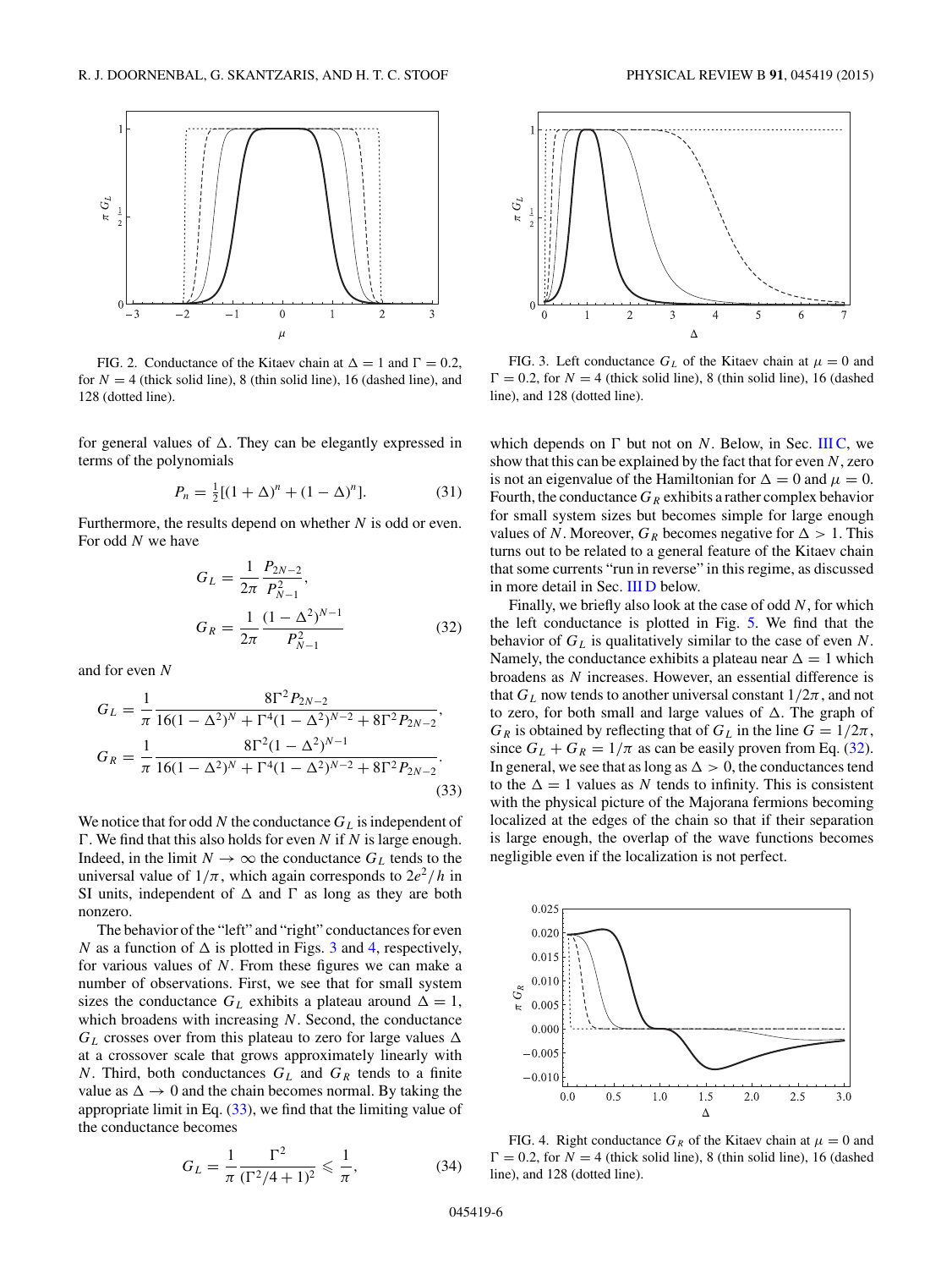FIG. 2. Conductance of the Kitaev chain at $\Delta = 1$ and $\Gamma = 0.2$, for $N = 4$ (thick solid line), 8 (thin solid line), 16 (dashed line), and 128 (dotted line).

FIG. 3. Left conductance $G_L$ of the Kitaev chain at $\mu = 0$ and $\Gamma = 0.2$, for $N = 4$ (thick solid line), 8 (thin solid line), 16 (dashed line), and 128 (dotted line).

for general values of $\Delta$. They can be elegantly expressed in terms of the polynomials

$$P_n = \frac{1}{2}[(1+\Delta)^n + (1-\Delta)^n]. \tag{31}$$

Furthermore, the results depend on whether $N$ is odd or even. For odd $N$ we have

$$G_L = \frac{1}{2\pi}\frac{P_{2N-2}}{P_{N-1}^2},$$
$$G_R = \frac{1}{2\pi}\frac{(1-\Delta^2)^{N-1}}{P_{N-1}^2} \tag{32}$$

and for even $N$

$$G_L = \frac{1}{\pi}\frac{8\Gamma^2 P_{2N-2}}{16(1-\Delta^2)^N + \Gamma^4(1-\Delta^2)^{N-2} + 8\Gamma^2 P_{2N-2}},$$
$$G_R = \frac{1}{\pi}\frac{8\Gamma^2(1-\Delta^2)^{N-1}}{16(1-\Delta^2)^N + \Gamma^4(1-\Delta^2)^{N-2} + 8\Gamma^2 P_{2N-2}}. \tag{33}$$

We notice that for odd $N$ the conductance $G_L$ is independent of $\Gamma$. We find that this also holds for even $N$ if $N$ is large enough. Indeed, in the limit $N \to \infty$ the conductance $G_L$ tends to the universal value of $1/\pi$, which again corresponds to $2e^2/h$ in SI units, independent of $\Delta$ and $\Gamma$ as long as they are both nonzero.

The behavior of the "left" and "right" conductances for even $N$ as a function of $\Delta$ is plotted in Figs. 3 and 4, respectively, for various values of $N$. From these figures we can make a number of observations. First, we see that for small system sizes the conductance $G_L$ exhibits a plateau around $\Delta = 1$, which broadens with increasing $N$. Second, the conductance $G_L$ crosses over from this plateau to zero for large values $\Delta$ at a crossover scale that grows approximately linearly with $N$. Third, both conductances $G_L$ and $G_R$ tends to a finite value as $\Delta \to 0$ and the chain becomes normal. By taking the appropriate limit in Eq. (33), we find that the limiting value of the conductance becomes

$$G_L = \frac{1}{\pi}\frac{\Gamma^2}{(\Gamma^2/4+1)^2} \leqslant \frac{1}{\pi}, \tag{34}$$

which depends on $\Gamma$ but not on $N$. Below, in Sec. III C, we show that this can be explained by the fact that for even $N$, zero is not an eigenvalue of the Hamiltonian for $\Delta = 0$ and $\mu = 0$. Fourth, the conductance $G_R$ exhibits a rather complex behavior for small system sizes but becomes simple for large enough values of $N$. Moreover, $G_R$ becomes negative for $\Delta > 1$. This turns out to be related to a general feature of the Kitaev chain that some currents "run in reverse" in this regime, as discussed in more detail in Sec. III D below.

Finally, we briefly also look at the case of odd $N$, for which the left conductance is plotted in Fig. 5. We find that the behavior of $G_L$ is qualitatively similar to the case of even $N$. Namely, the conductance exhibits a plateau near $\Delta = 1$ which broadens as $N$ increases. However, an essential difference is that $G_L$ now tends to another universal constant $1/2\pi$, and not to zero, for both small and large values of $\Delta$. The graph of $G_R$ is obtained by reflecting that of $G_L$ in the line $G = 1/2\pi$, since $G_L + G_R = 1/\pi$ as can be easily proven from Eq. (32). In general, we see that as long as $\Delta > 0$, the conductances tend to the $\Delta = 1$ values as $N$ tends to infinity. This is consistent with the physical picture of the Majorana fermions becoming localized at the edges of the chain so that if their separation is large enough, the overlap of the wave functions becomes negligible even if the localization is not perfect.

FIG. 4. Right conductance $G_R$ of the Kitaev chain at $\mu = 0$ and $\Gamma = 0.2$, for $N = 4$ (thick solid line), 8 (thin solid line), 16 (dashed line), and 128 (dotted line).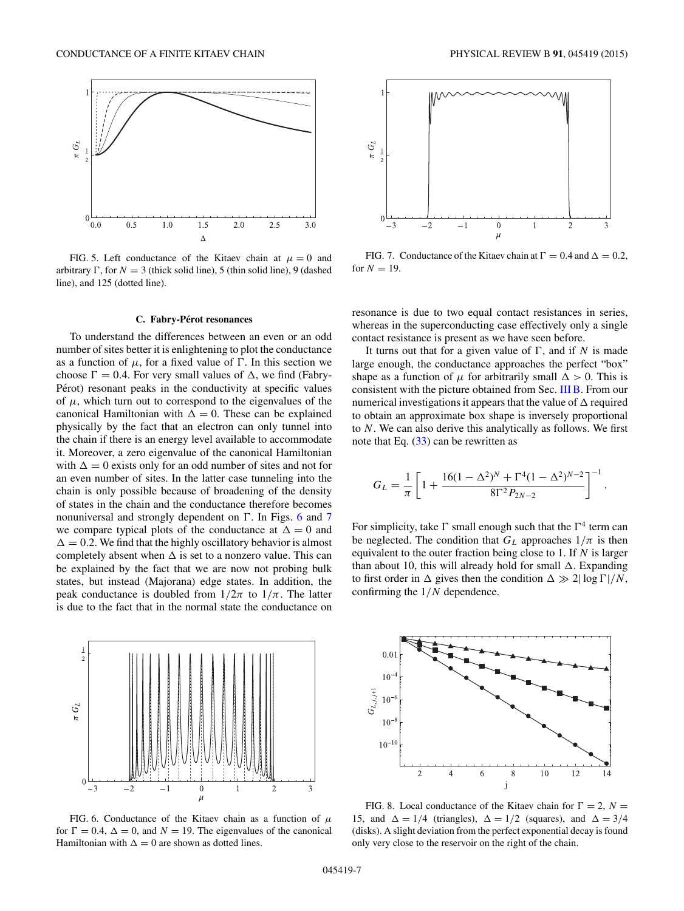FIG. 5. Left conductance of the Kitaev chain at $\mu = 0$ and arbitrary $\Gamma$, for $N = 3$ (thick solid line), 5 (thin solid line), 9 (dashed line), and 125 (dotted line).

FIG. 7. Conductance of the Kitaev chain at $\Gamma = 0.4$ and $\Delta = 0.2$, for $N = 19$.

### C. Fabry-Pérot resonances

To understand the differences between an even or an odd number of sites better it is enlightening to plot the conductance as a function of $\mu$, for a fixed value of $\Gamma$. In this section we choose $\Gamma = 0.4$. For very small values of $\Delta$, we find (Fabry-Pérot) resonant peaks in the conductivity at specific values of $\mu$, which turn out to correspond to the eigenvalues of the canonical Hamiltonian with $\Delta = 0$. These can be explained physically by the fact that an electron can only tunnel into the chain if there is an energy level available to accommodate it. Moreover, a zero eigenvalue of the canonical Hamiltonian with $\Delta = 0$ exists only for an odd number of sites and not for an even number of sites. In the latter case tunneling into the chain is only possible because of broadening of the density of states in the chain and the conductance therefore becomes nonuniversal and strongly dependent on $\Gamma$. In Figs. 6 and 7 we compare typical plots of the conductance at $\Delta = 0$ and $\Delta = 0.2$. We find that the highly oscillatory behavior is almost completely absent when $\Delta$ is set to a nonzero value. This can be explained by the fact that we are now not probing bulk states, but instead (Majorana) edge states. In addition, the peak conductance is doubled from $1/2\pi$ to $1/\pi$. The latter is due to the fact that in the normal state the conductance on resonance is due to two equal contact resistances in series, whereas in the superconducting case effectively only a single contact resistance is present as we have seen before.

It turns out that for a given value of $\Gamma$, and if $N$ is made large enough, the conductance approaches the perfect "box" shape as a function of $\mu$ for arbitrarily small $\Delta > 0$. This is consistent with the picture obtained from Sec. III B. From our numerical investigations it appears that the value of $\Delta$ required to obtain an approximate box shape is inversely proportional to $N$. We can also derive this analytically as follows. We first note that Eq. (33) can be rewritten as

$$G_L = \frac{1}{\pi}\left[1 + \frac{16(1-\Delta^2)^N + \Gamma^4(1-\Delta^2)^{N-2}}{8\Gamma^2 P_{2N-2}}\right]^{-1}.$$

For simplicity, take $\Gamma$ small enough such that the $\Gamma^4$ term can be neglected. The condition that $G_L$ approaches $1/\pi$ is then equivalent to the outer fraction being close to 1. If $N$ is larger than about 10, this will already hold for small $\Delta$. Expanding to first order in $\Delta$ gives then the condition $\Delta \gg 2|\log\Gamma|/N$, confirming the $1/N$ dependence.

FIG. 6. Conductance of the Kitaev chain as a function of $\mu$ for $\Gamma = 0.4$, $\Delta = 0$, and $N = 19$. The eigenvalues of the canonical Hamiltonian with $\Delta = 0$ are shown as dotted lines.

FIG. 8. Local conductance of the Kitaev chain for $\Gamma = 2$, $N = 15$, and $\Delta = 1/4$ (triangles), $\Delta = 1/2$ (squares), and $\Delta = 3/4$ (disks). A slight deviation from the perfect exponential decay is found only very close to the reservoir on the right of the chain.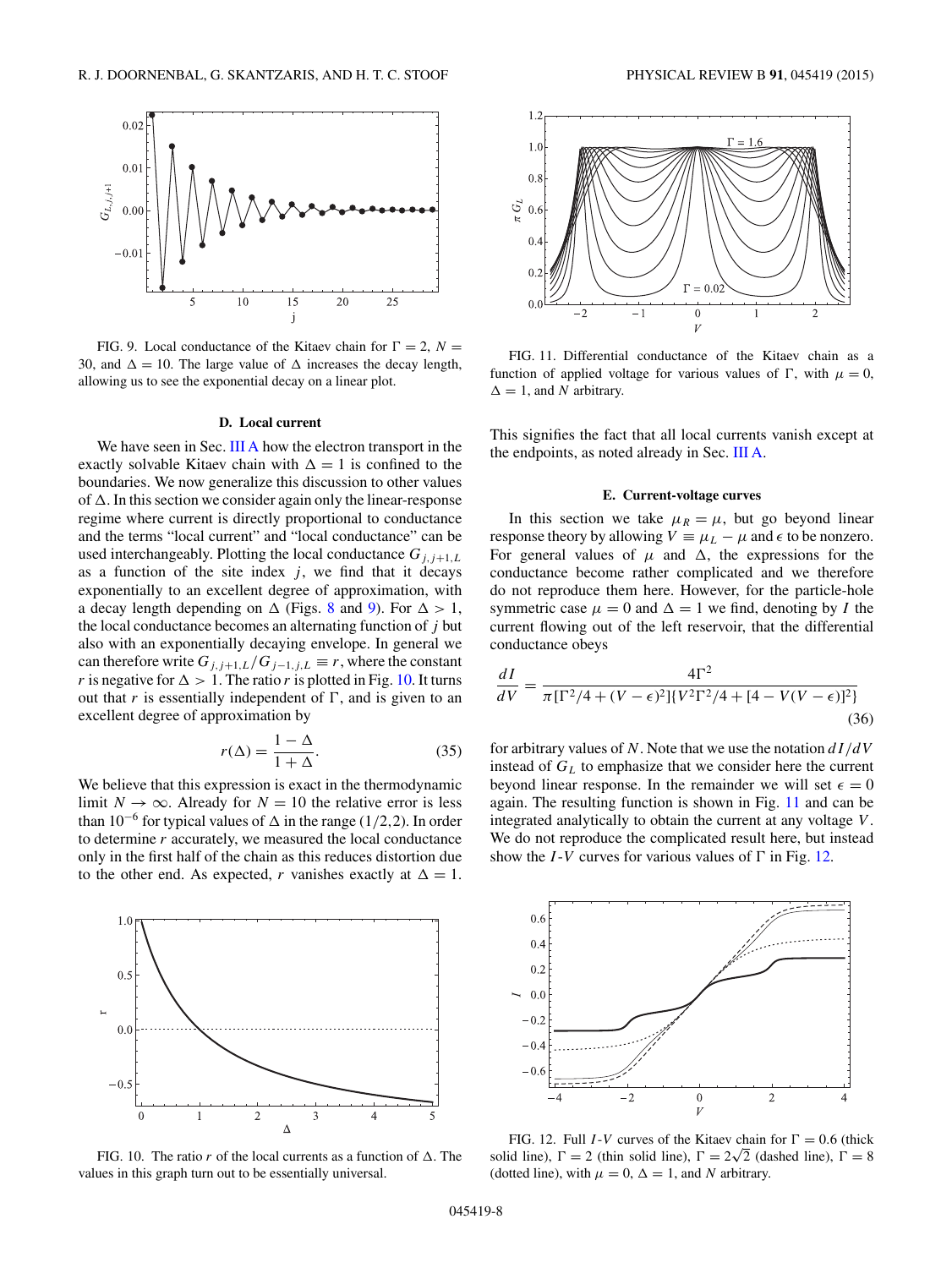FIG. 9. Local conductance of the Kitaev chain for $\Gamma = 2$, $N = 30$, and $\Delta = 10$. The large value of $\Delta$ increases the decay length, allowing us to see the exponential decay on a linear plot.

### D. Local current

We have seen in Sec. III A how the electron transport in the exactly solvable Kitaev chain with $\Delta = 1$ is confined to the boundaries. We now generalize this discussion to other values of $\Delta$. In this section we consider again only the linear-response regime where current is directly proportional to conductance and the terms "local current" and "local conductance" can be used interchangeably. Plotting the local conductance $G_{j,j+1,L}$ as a function of the site index $j$, we find that it decays exponentially to an excellent degree of approximation, with a decay length depending on $\Delta$ (Figs. 8 and 9). For $\Delta > 1$, the local conductance becomes an alternating function of $j$ but also with an exponentially decaying envelope. In general we can therefore write $G_{j,j+1,L}/G_{j-1,j,L} \equiv r$, where the constant $r$ is negative for $\Delta > 1$. The ratio $r$ is plotted in Fig. 10. It turns out that $r$ is essentially independent of $\Gamma$, and is given to an excellent degree of approximation by

$$r(\Delta) = \frac{1 - \Delta}{1 + \Delta}. \tag{35}$$

We believe that this expression is exact in the thermodynamic limit $N \to \infty$. Already for $N = 10$ the relative error is less than $10^{-6}$ for typical values of $\Delta$ in the range $(1/2, 2)$. In order to determine $r$ accurately, we measured the local conductance only in the first half of the chain as this reduces distortion due to the other end. As expected, $r$ vanishes exactly at $\Delta = 1$. This signifies the fact that all local currents vanish except at the endpoints, as noted already in Sec. III A.

FIG. 10. The ratio $r$ of the local currents as a function of $\Delta$. The values in this graph turn out to be essentially universal.

FIG. 11. Differential conductance of the Kitaev chain as a function of applied voltage for various values of $\Gamma$, with $\mu = 0$, $\Delta = 1$, and $N$ arbitrary.

### E. Current-voltage curves

In this section we take $\mu_R = \mu$, but go beyond linear response theory by allowing $V \equiv \mu_L - \mu$ and $\epsilon$ to be nonzero. For general values of $\mu$ and $\Delta$, the expressions for the conductance become rather complicated and we therefore do not reproduce them here. However, for the particle-hole symmetric case $\mu = 0$ and $\Delta = 1$ we find, denoting by $I$ the current flowing out of the left reservoir, that the differential conductance obeys

$$\frac{dI}{dV} = \frac{4\Gamma^2}{\pi[\Gamma^2/4 + (V - \epsilon)^2]\{V^2\Gamma^2/4 + [4 - V(V - \epsilon)]^2\}} \tag{36}$$

for arbitrary values of $N$. Note that we use the notation $dI/dV$ instead of $G_L$ to emphasize that we consider here the current beyond linear response. In the remainder we will set $\epsilon = 0$ again. The resulting function is shown in Fig. 11 and can be integrated analytically to obtain the current at any voltage $V$. We do not reproduce the complicated result here, but instead show the $I$-$V$ curves for various values of $\Gamma$ in Fig. 12.

FIG. 12. Full $I$-$V$ curves of the Kitaev chain for $\Gamma = 0.6$ (thick solid line), $\Gamma = 2$ (thin solid line), $\Gamma = 2\sqrt{2}$ (dashed line), $\Gamma = 8$ (dotted line), with $\mu = 0$, $\Delta = 1$, and $N$ arbitrary.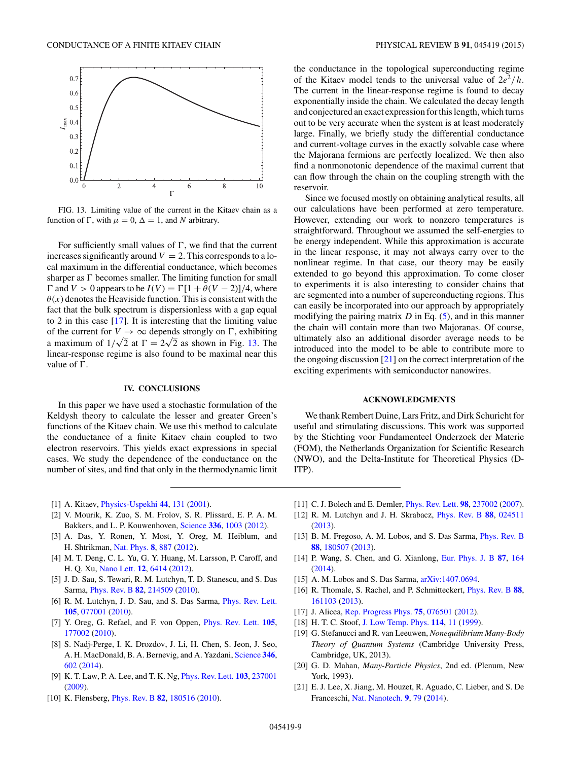0.7
0.6
0.5
0.4
0.3
0.2
0.1
0.0
$I_{max}$
0
2
4
6
8
10
$\Gamma$

FIG. 13. Limiting value of the current in the Kitaev chain as a function of $\Gamma$, with $\mu = 0$, $\Delta = 1$, and $N$ arbitrary.

For sufficiently small values of $\Gamma$, we find that the current increases significantly around $V = 2$. This corresponds to a local maximum in the differential conductance, which becomes sharper as $\Gamma$ becomes smaller. The limiting function for small $\Gamma$ and $V > 0$ appears to be $I(V) = \Gamma[1 + \theta(V - 2)]/4$, where $\theta(x)$ denotes the Heaviside function. This is consistent with the fact that the bulk spectrum is dispersionless with a gap equal to 2 in this case [17]. It is interesting that the limiting value of the current for $V \to \infty$ depends strongly on $\Gamma$, exhibiting a maximum of $1/\sqrt{2}$ at $\Gamma = 2\sqrt{2}$ as shown in Fig. 13. The linear-response regime is also found to be maximal near this value of $\Gamma$.

## IV. CONCLUSIONS

In this paper we have used a stochastic formulation of the Keldysh theory to calculate the lesser and greater Green's functions of the Kitaev chain. We use this method to calculate the conductance of a finite Kitaev chain coupled to two electron reservoirs. This yields exact expressions in special cases. We study the dependence of the conductance on the number of sites, and find that only in the thermodynamic limit the conductance in the topological superconducting regime of the Kitaev model tends to the universal value of $2e^2/h$. The current in the linear-response regime is found to decay exponentially inside the chain. We calculated the decay length and conjectured an exact expression for this length, which turns out to be very accurate when the system is at least moderately large. Finally, we briefly study the differential conductance and current-voltage curves in the exactly solvable case where the Majorana fermions are perfectly localized. We then also find a nonmonotonic dependence of the maximal current that can flow through the chain on the coupling strength with the reservoir.

Since we focused mostly on obtaining analytical results, all our calculations have been performed at zero temperature. However, extending our work to nonzero temperatures is straightforward. Throughout we assumed the self-energies to be energy independent. While this approximation is accurate in the linear response, it may not always carry over to the nonlinear regime. In that case, our theory may be easily extended to go beyond this approximation. To come closer to experiments it is also interesting to consider chains that are segmented into a number of superconducting regions. This can easily be incorporated into our approach by appropriately modifying the pairing matrix $D$ in Eq. (5), and in this manner the chain will contain more than two Majoranas. Of course, ultimately also an additional disorder average needs to be introduced into the model to be able to contribute more to the ongoing discussion [21] on the correct interpretation of the exciting experiments with semiconductor nanowires.

## ACKNOWLEDGMENTS

We thank Rembert Duine, Lars Fritz, and Dirk Schuricht for useful and stimulating discussions. This work was supported by the Stichting voor Fundamenteel Onderzoek der Materie (FOM), the Netherlands Organization for Scientific Research (NWO), and the Delta-Institute for Theoretical Physics (D-ITP).

[1] A. Kitaev, Physics-Uspekhi **44**, 131 (2001).

[2] V. Mourik, K. Zuo, S. M. Frolov, S. R. Plissard, E. P. A. M. Bakkers, and L. P. Kouwenhoven, Science **336**, 1003 (2012).

[3] A. Das, Y. Ronen, Y. Most, Y. Oreg, M. Heiblum, and H. Shtrikman, Nat. Phys. **8**, 887 (2012).

[4] M. T. Deng, C. L. Yu, G. Y. Huang, M. Larsson, P. Caroff, and H. Q. Xu, Nano Lett. **12**, 6414 (2012).

[5] J. D. Sau, S. Tewari, R. M. Lutchyn, T. D. Stanescu, and S. Das Sarma, Phys. Rev. B **82**, 214509 (2010).

[6] R. M. Lutchyn, J. D. Sau, and S. Das Sarma, Phys. Rev. Lett. **105**, 077001 (2010).

[7] Y. Oreg, G. Refael, and F. von Oppen, Phys. Rev. Lett. **105**, 177002 (2010).

[8] S. Nadj-Perge, I. K. Drozdov, J. Li, H. Chen, S. Jeon, J. Seo, A. H. MacDonald, B. A. Bernevig, and A. Yazdani, Science **346**, 602 (2014).

[9] K. T. Law, P. A. Lee, and T. K. Ng, Phys. Rev. Lett. **103**, 237001 (2009).

[10] K. Flensberg, Phys. Rev. B **82**, 180516 (2010).

[11] C. J. Bolech and E. Demler, Phys. Rev. Lett. **98**, 237002 (2007).

[12] R. M. Lutchyn and J. H. Skrabacz, Phys. Rev. B **88**, 024511 (2013).

[13] B. M. Fregoso, A. M. Lobos, and S. Das Sarma, Phys. Rev. B **88**, 180507 (2013).

[14] P. Wang, S. Chen, and G. Xianlong, Eur. Phys. J. B **87**, 164 (2014).

[15] A. M. Lobos and S. Das Sarma, arXiv:1407.0694.

[16] R. Thomale, S. Rachel, and P. Schmitteckert, Phys. Rev. B **88**, 161103 (2013).

[17] J. Alicea, Rep. Progress Phys. **75**, 076501 (2012).

[18] H. T. C. Stoof, J. Low Temp. Phys. **114**, 11 (1999).

[19] G. Stefanucci and R. van Leeuwen, *Nonequilibrium Many-Body Theory of Quantum Systems* (Cambridge University Press, Cambridge, UK, 2013).

[20] G. D. Mahan, *Many-Particle Physics*, 2nd ed. (Plenum, New York, 1993).

[21] E. J. Lee, X. Jiang, M. Houzet, R. Aguado, C. Lieber, and S. De Franceschi, Nat. Nanotech. **9**, 79 (2014).